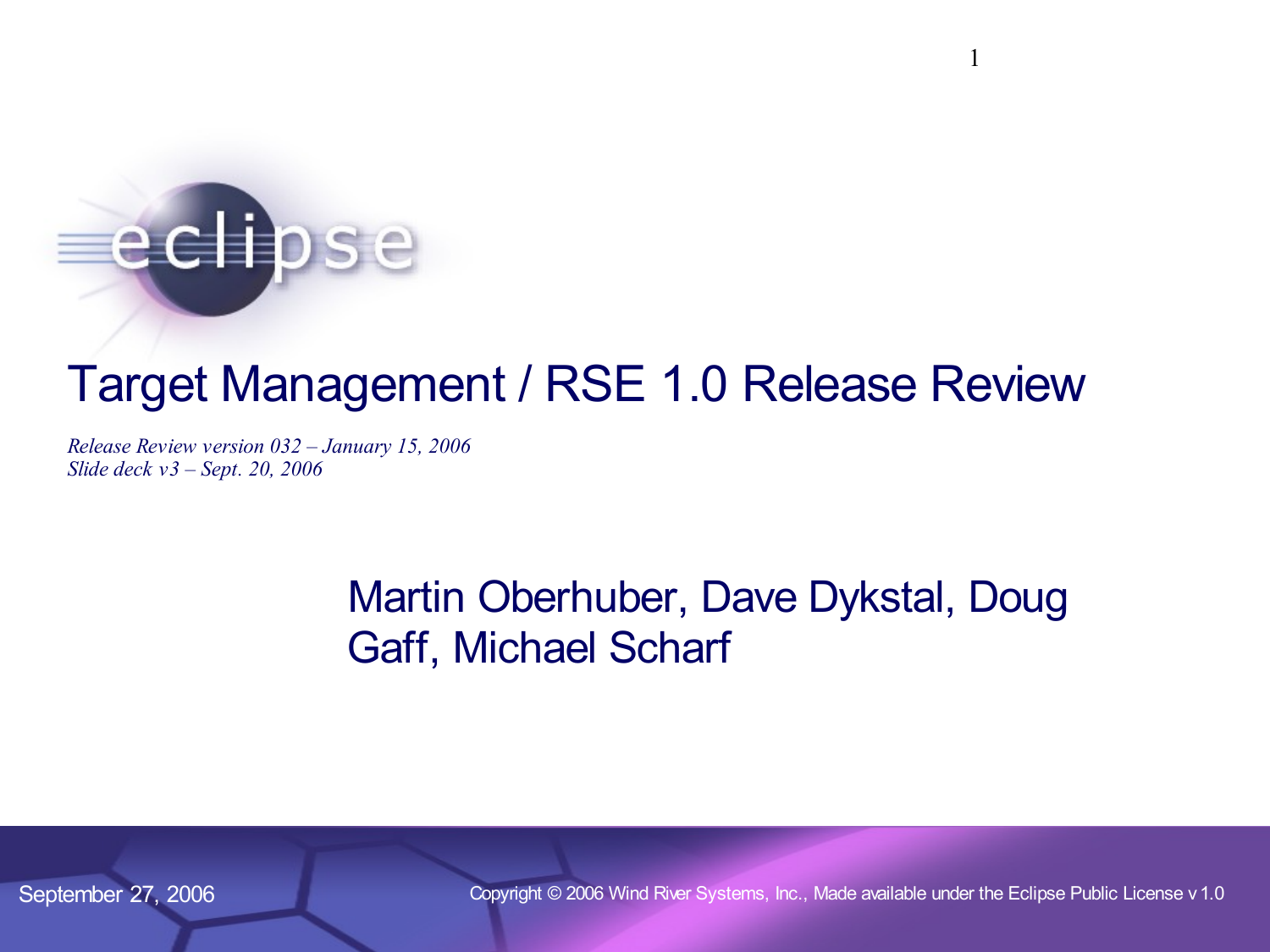# Target Management / RSE 1.0 Release Review

*Release Review version 032 – January 15, 2006*
*Slide deck v3 – Sept. 20, 2006*

Martin Oberhuber, Dave Dykstal, Doug Gaff, Michael Scharf

September 27, 2006

Copyright © 2006 Wind River Systems, Inc., Made available under the Eclipse Public License v 1.0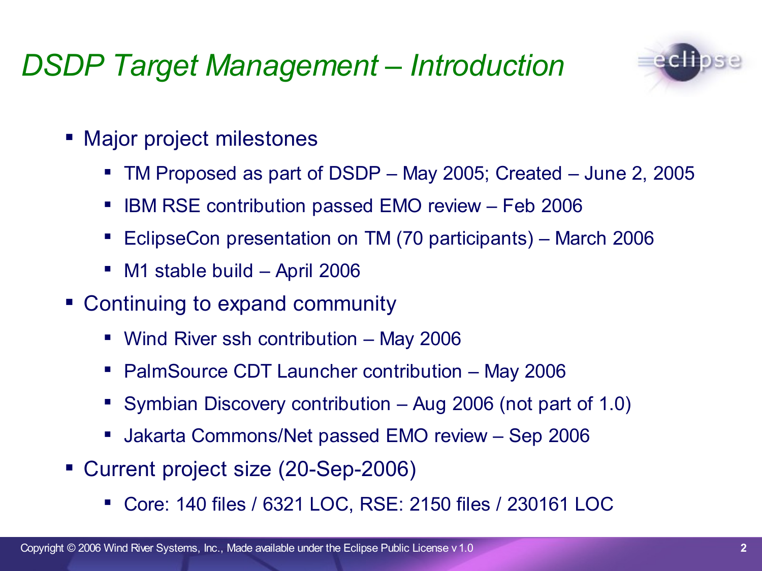# *DSDP Target Management – Introduction*

- Major project milestones
  - TM Proposed as part of DSDP – May 2005; Created – June 2, 2005
  - IBM RSE contribution passed EMO review – Feb 2006
  - EclipseCon presentation on TM (70 participants) – March 2006
  - M1 stable build – April 2006
- Continuing to expand community
  - Wind River ssh contribution – May 2006
  - PalmSource CDT Launcher contribution – May 2006
  - Symbian Discovery contribution – Aug 2006 (not part of 1.0)
  - Jakarta Commons/Net passed EMO review – Sep 2006
- Current project size (20-Sep-2006)
  - Core: 140 files / 6321 LOC, RSE: 2150 files / 230161 LOC

Copyright © 2006 Wind River Systems, Inc., Made available under the Eclipse Public License v 1.0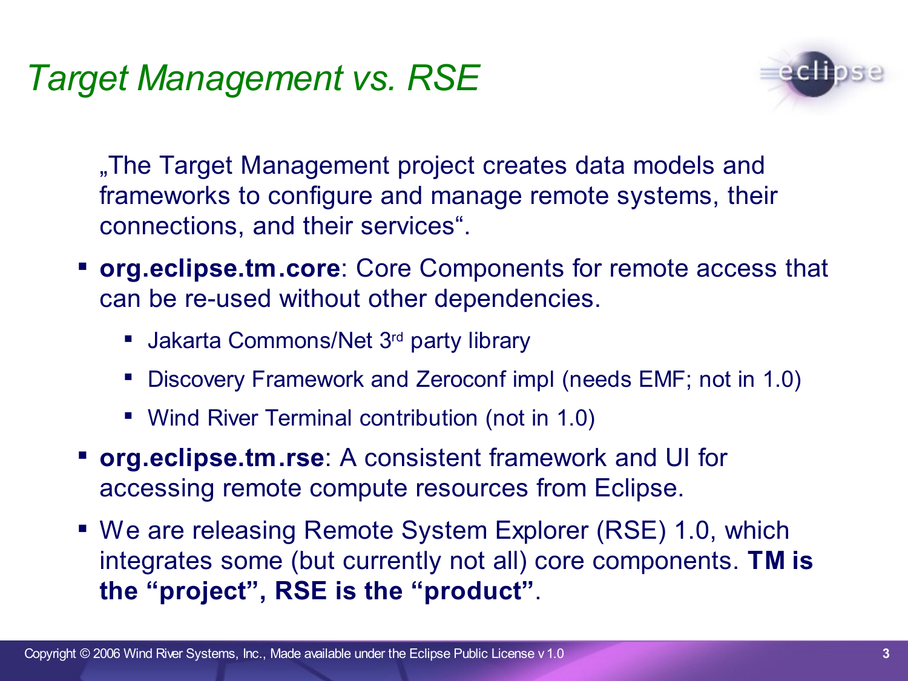# *Target Management vs. RSE*

„The Target Management project creates data models and frameworks to configure and manage remote systems, their connections, and their services“.

- **org.eclipse.tm.core**: Core Components for remote access that can be re-used without other dependencies.
  - Jakarta Commons/Net 3rd party library
  - Discovery Framework and Zeroconf impl (needs EMF; not in 1.0)
  - Wind River Terminal contribution (not in 1.0)
- **org.eclipse.tm.rse**: A consistent framework and UI for accessing remote compute resources from Eclipse.
- We are releasing Remote System Explorer (RSE) 1.0, which integrates some (but currently not all) core components. **TM is the “project”, RSE is the “product”**.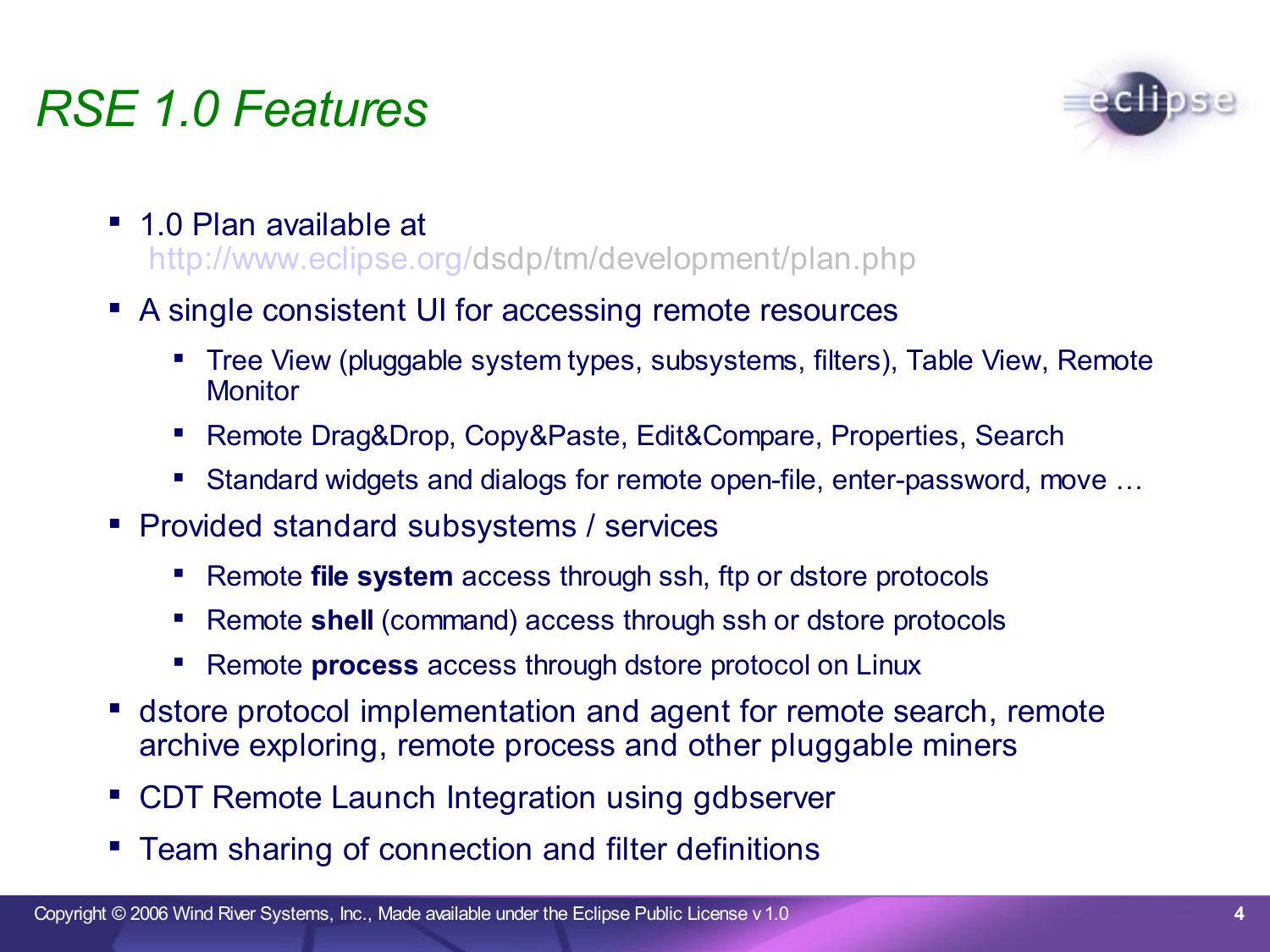# RSE 1.0 Features

- 1.0 Plan available at http://www.eclipse.org/dsdp/tm/development/plan.php
- A single consistent UI for accessing remote resources
  - Tree View (pluggable system types, subsystems, filters), Table View, Remote Monitor
  - Remote Drag&Drop, Copy&Paste, Edit&Compare, Properties, Search
  - Standard widgets and dialogs for remote open-file, enter-password, move …
- Provided standard subsystems / services
  - Remote **file system** access through ssh, ftp or dstore protocols
  - Remote **shell** (command) access through ssh or dstore protocols
  - Remote **process** access through dstore protocol on Linux
- dstore protocol implementation and agent for remote search, remote archive exploring, remote process and other pluggable miners
- CDT Remote Launch Integration using gdbserver
- Team sharing of connection and filter definitions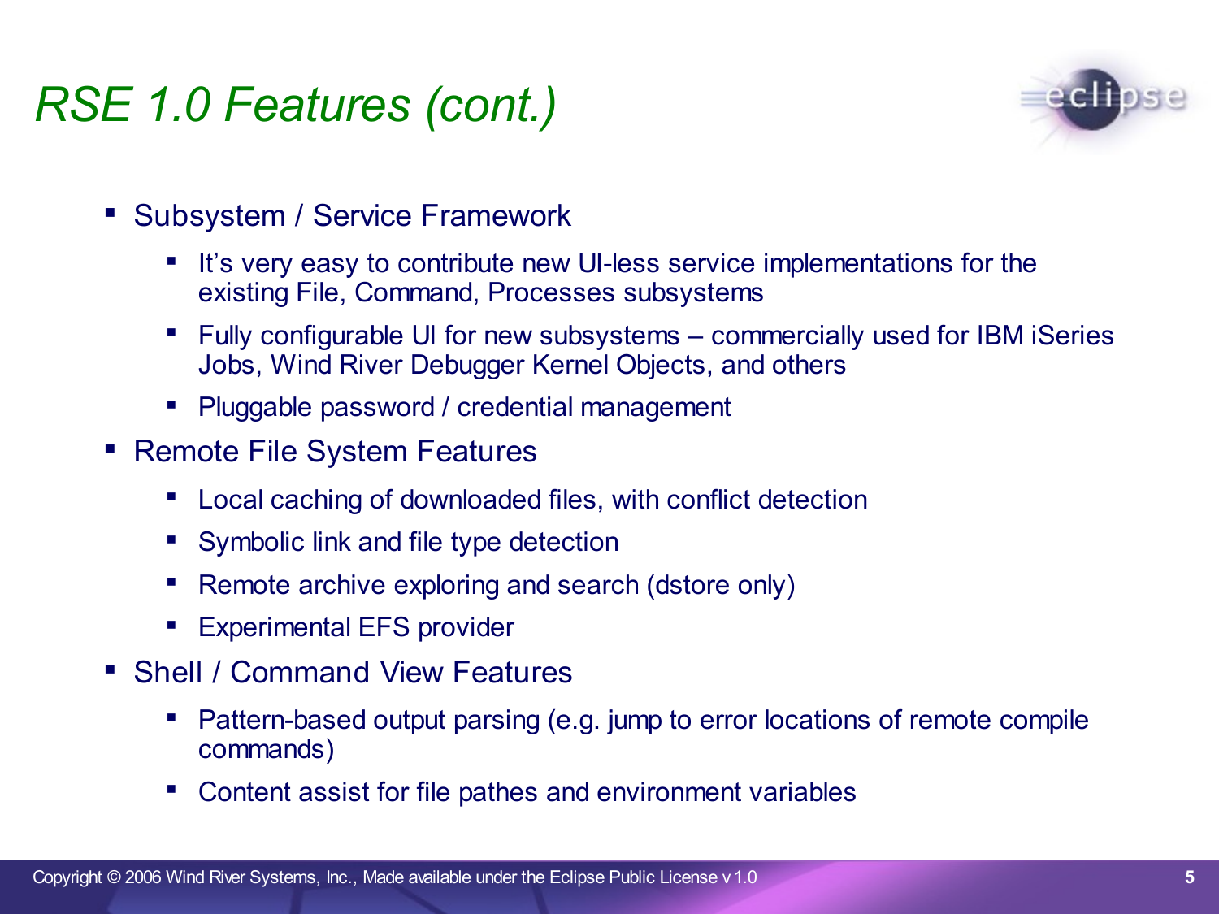# RSE 1.0 Features (cont.)

- Subsystem / Service Framework
  - It's very easy to contribute new UI-less service implementations for the existing File, Command, Processes subsystems
  - Fully configurable UI for new subsystems – commercially used for IBM iSeries Jobs, Wind River Debugger Kernel Objects, and others
  - Pluggable password / credential management
- Remote File System Features
  - Local caching of downloaded files, with conflict detection
  - Symbolic link and file type detection
  - Remote archive exploring and search (dstore only)
  - Experimental EFS provider
- Shell / Command View Features
  - Pattern-based output parsing (e.g. jump to error locations of remote compile commands)
  - Content assist for file pathes and environment variables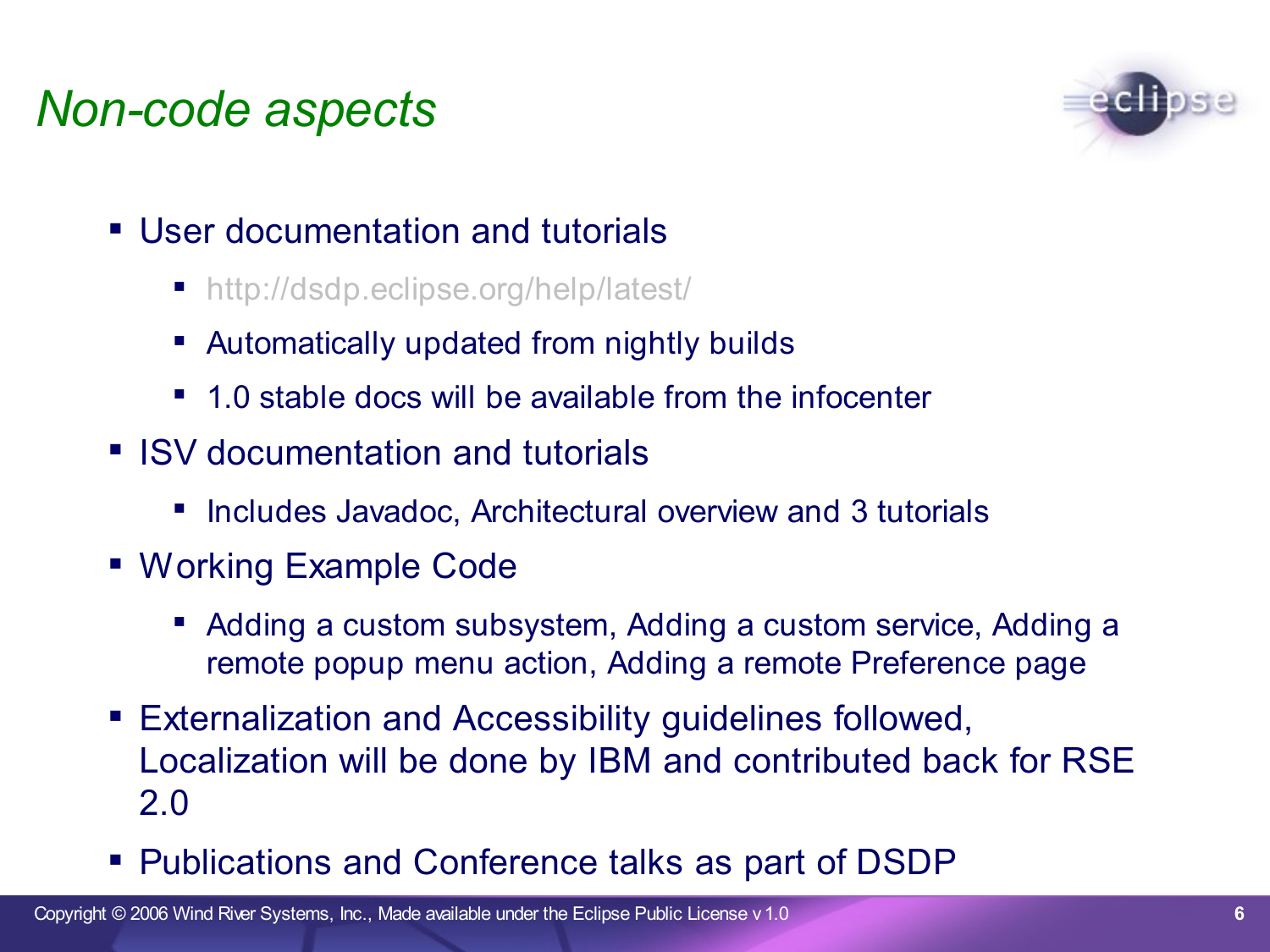# Non-code aspects

- User documentation and tutorials
  - http://dsdp.eclipse.org/help/latest/
  - Automatically updated from nightly builds
  - 1.0 stable docs will be available from the infocenter
- ISV documentation and tutorials
  - Includes Javadoc, Architectural overview and 3 tutorials
- Working Example Code
  - Adding a custom subsystem, Adding a custom service, Adding a remote popup menu action, Adding a remote Preference page
- Externalization and Accessibility guidelines followed, Localization will be done by IBM and contributed back for RSE 2.0
- Publications and Conference talks as part of DSDP

Copyright © 2006 Wind River Systems, Inc., Made available under the Eclipse Public License v 1.0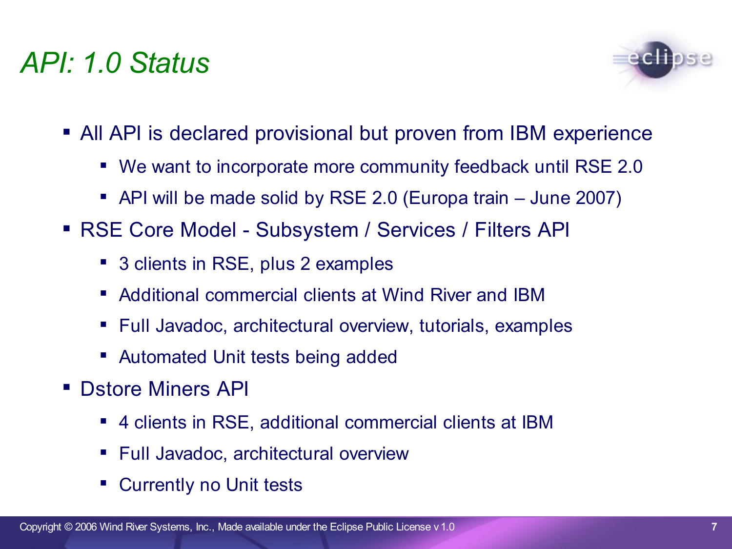# API: 1.0 Status

- All API is declared provisional but proven from IBM experience
  - We want to incorporate more community feedback until RSE 2.0
  - API will be made solid by RSE 2.0 (Europa train – June 2007)
- RSE Core Model - Subsystem / Services / Filters API
  - 3 clients in RSE, plus 2 examples
  - Additional commercial clients at Wind River and IBM
  - Full Javadoc, architectural overview, tutorials, examples
  - Automated Unit tests being added
- Dstore Miners API
  - 4 clients in RSE, additional commercial clients at IBM
  - Full Javadoc, architectural overview
  - Currently no Unit tests

Copyright © 2006 Wind River Systems, Inc., Made available under the Eclipse Public License v 1.0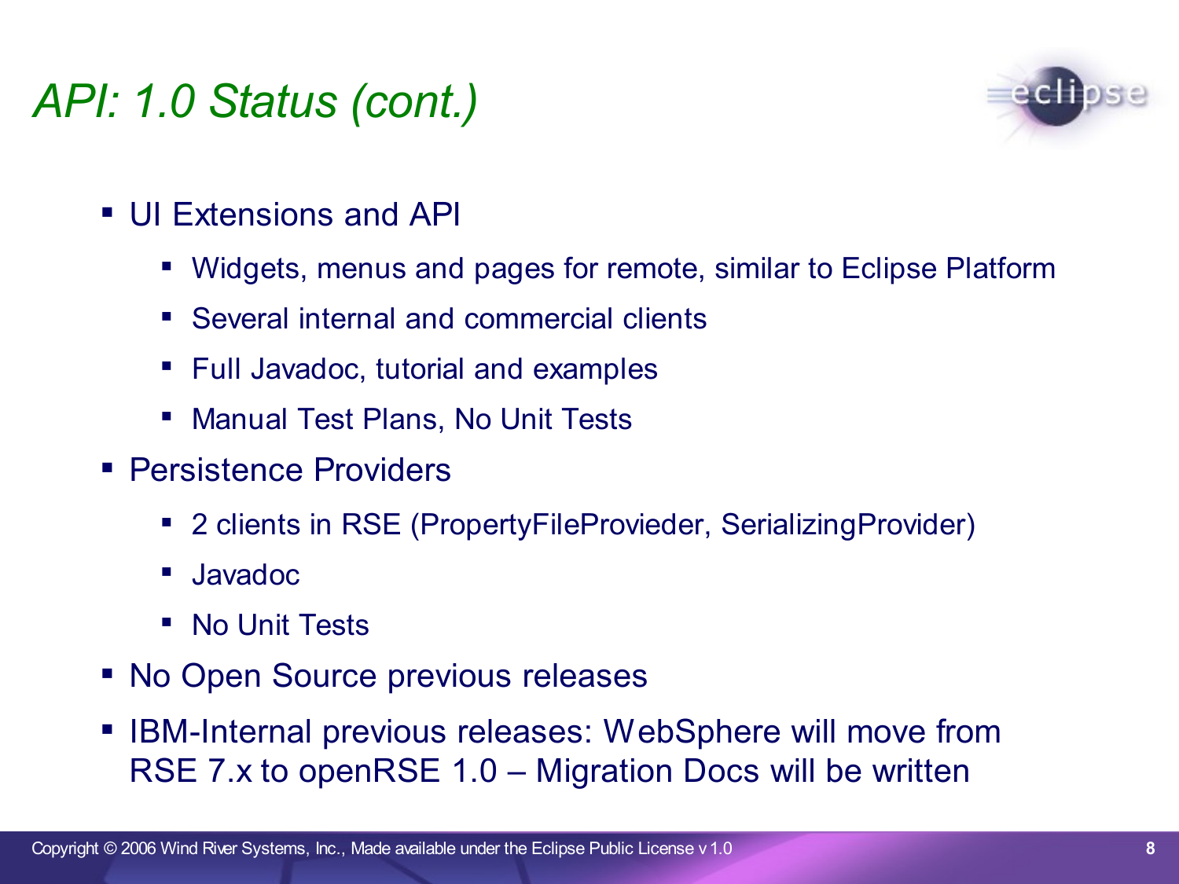# API: 1.0 Status (cont.)

- UI Extensions and API
  - Widgets, menus and pages for remote, similar to Eclipse Platform
  - Several internal and commercial clients
  - Full Javadoc, tutorial and examples
  - Manual Test Plans, No Unit Tests
- Persistence Providers
  - 2 clients in RSE (PropertyFileProvieder, SerializingProvider)
  - Javadoc
  - No Unit Tests
- No Open Source previous releases
- IBM-Internal previous releases: WebSphere will move from RSE 7.x to openRSE 1.0 – Migration Docs will be written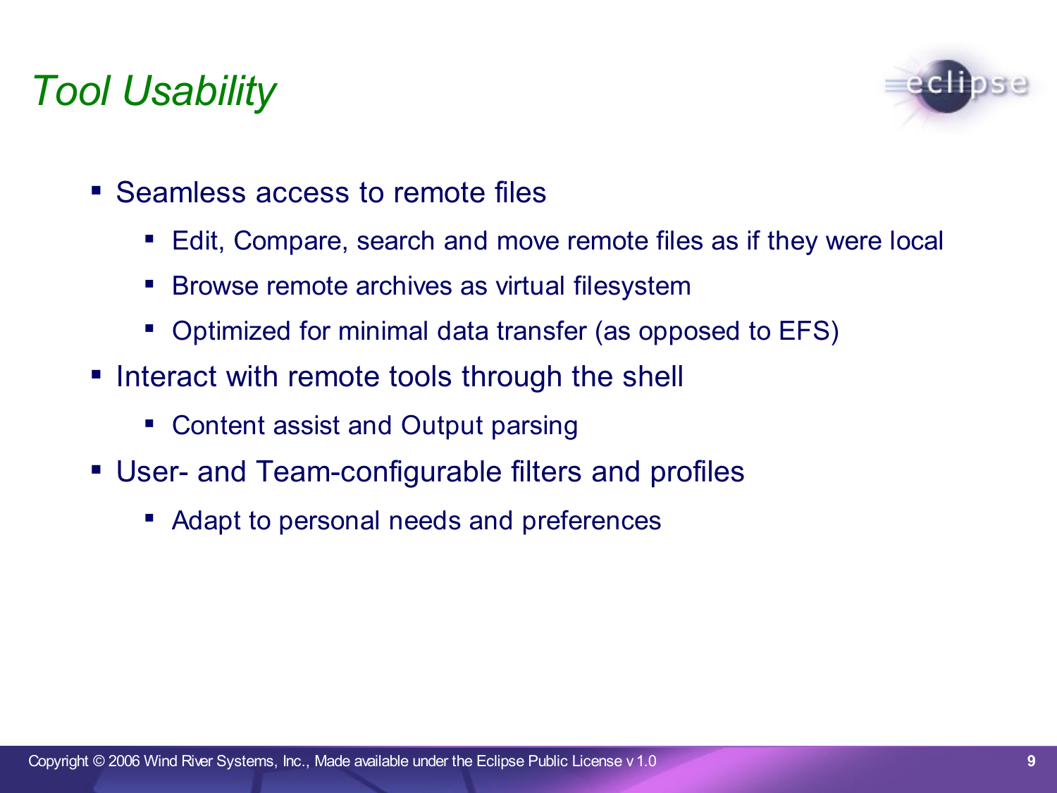# Tool Usability

- Seamless access to remote files
  - Edit, Compare, search and move remote files as if they were local
  - Browse remote archives as virtual filesystem
  - Optimized for minimal data transfer (as opposed to EFS)
- Interact with remote tools through the shell
  - Content assist and Output parsing
- User- and Team-configurable filters and profiles
  - Adapt to personal needs and preferences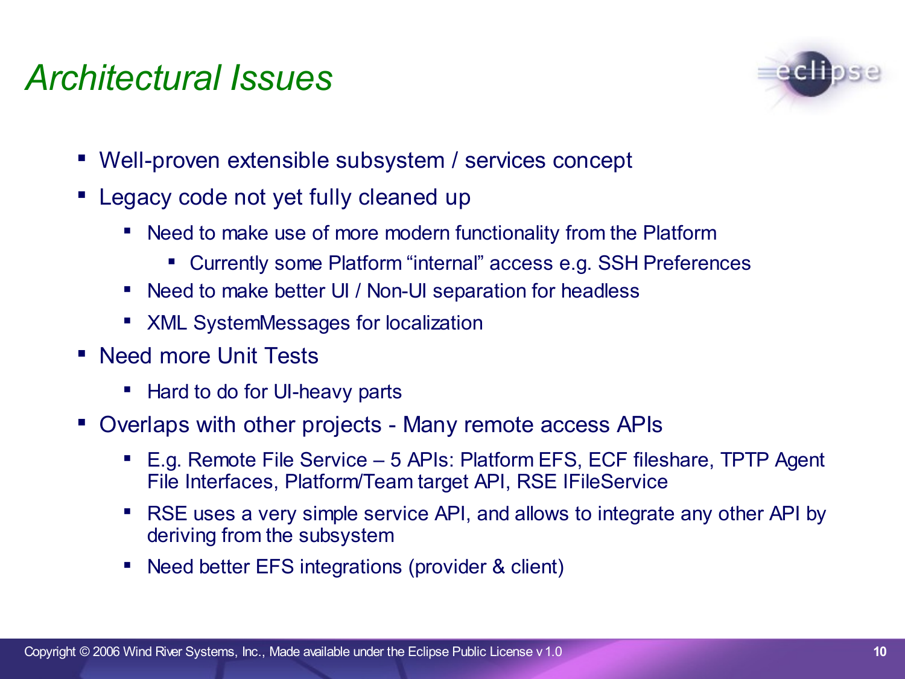# Architectural Issues

- Well-proven extensible subsystem / services concept
- Legacy code not yet fully cleaned up
  - Need to make use of more modern functionality from the Platform
    - Currently some Platform “internal” access e.g. SSH Preferences
  - Need to make better UI / Non-UI separation for headless
  - XML SystemMessages for localization
- Need more Unit Tests
  - Hard to do for UI-heavy parts
- Overlaps with other projects - Many remote access APIs
  - E.g. Remote File Service – 5 APIs: Platform EFS, ECF fileshare, TPTP Agent File Interfaces, Platform/Team target API, RSE IFileService
  - RSE uses a very simple service API, and allows to integrate any other API by deriving from the subsystem
  - Need better EFS integrations (provider & client)

Copyright © 2006 Wind River Systems, Inc., Made available under the Eclipse Public License v 1.0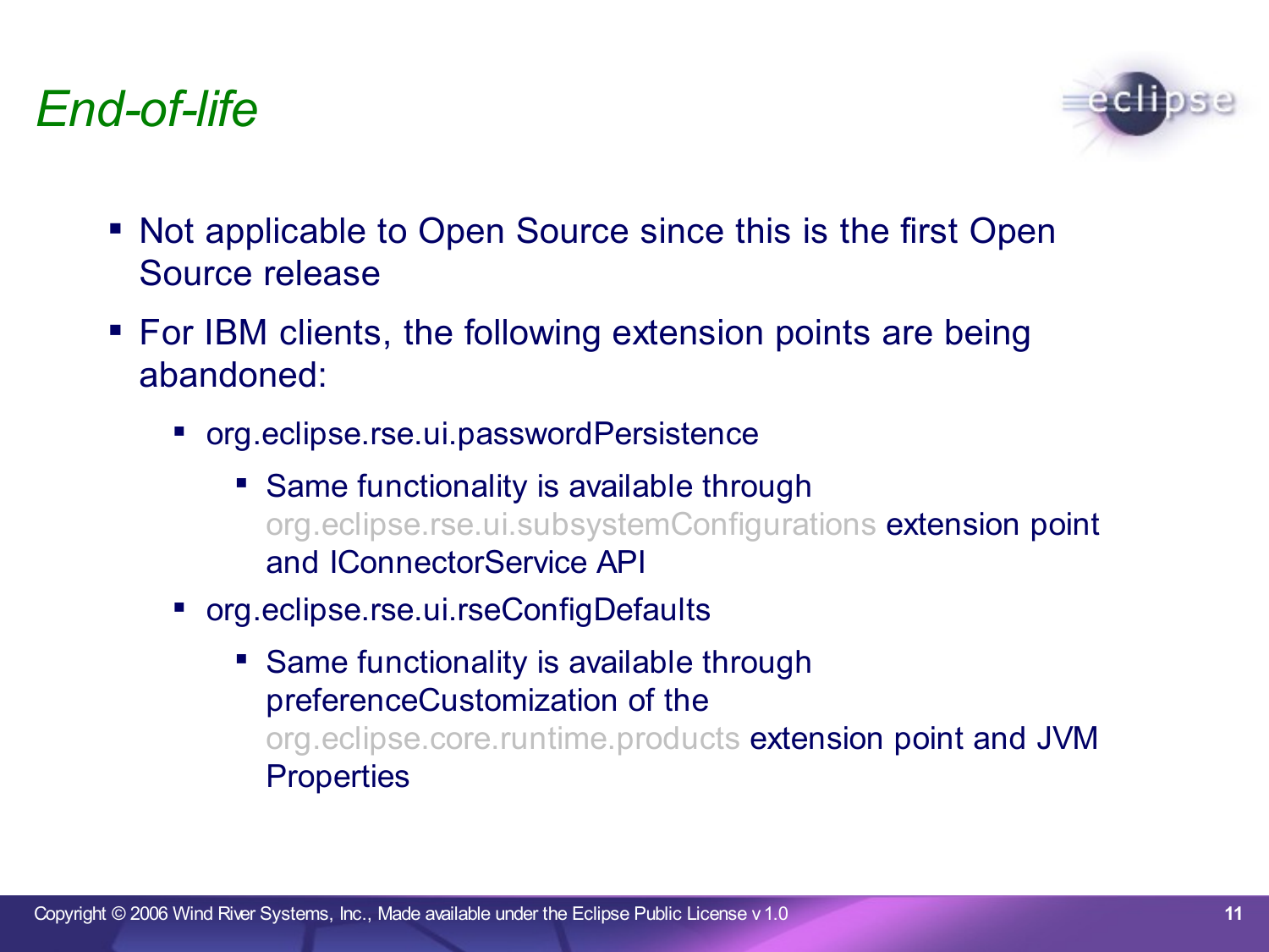# *End-of-life*

- Not applicable to Open Source since this is the first Open Source release
- For IBM clients, the following extension points are being abandoned:
  - org.eclipse.rse.ui.passwordPersistence
    - Same functionality is available through org.eclipse.rse.ui.subsystemConfigurations extension point and IConnectorService API
  - org.eclipse.rse.ui.rseConfigDefaults
    - Same functionality is available through preferenceCustomization of the org.eclipse.core.runtime.products extension point and JVM Properties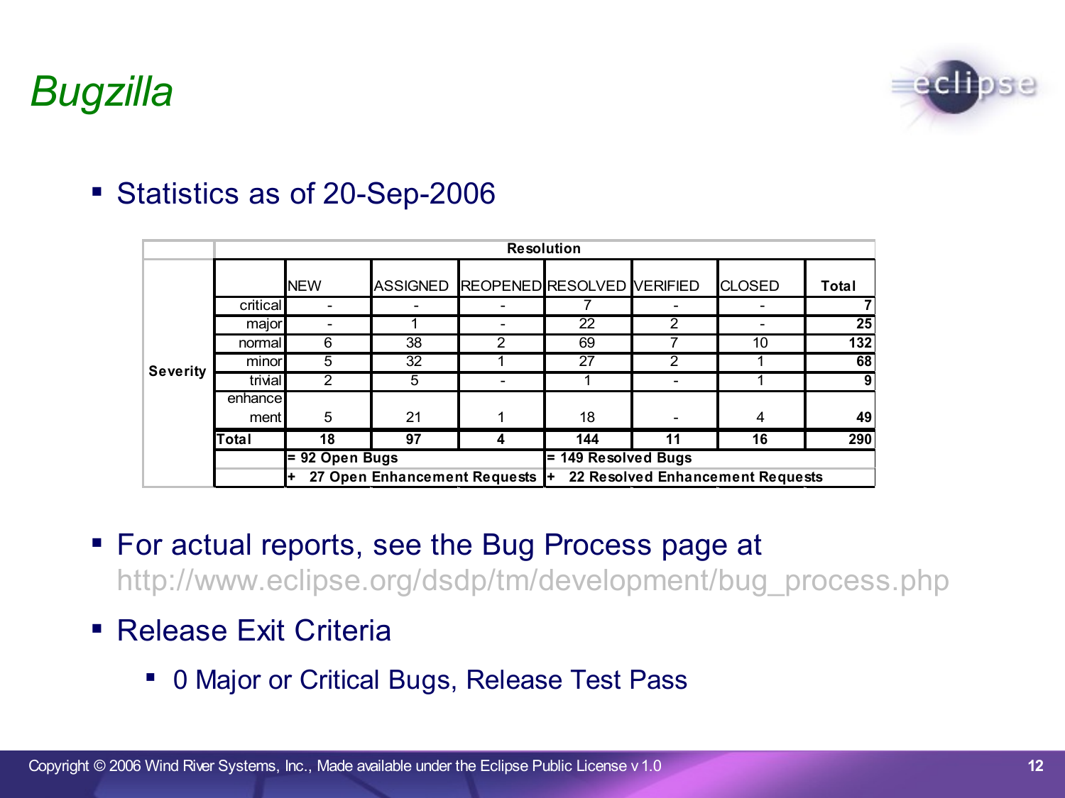# Bugzilla

- Statistics as of 20-Sep-2006

| | | Resolution | | | | | | |
|---|---|---|---|---|---|---|---|---|
| | | NEW | ASSIGNED | REOPENED | RESOLVED | VERIFIED | CLOSED | **Total** |
| **Severity** | critical | - | - | - | 7 | - | - | **7** |
| | major | - | 1 | - | 22 | 2 | - | **25** |
| | normal | 6 | 38 | 2 | 69 | 7 | 10 | **132** |
| | minor | 5 | 32 | 1 | 27 | 2 | 1 | **68** |
| | trivial | 2 | 5 | - | 1 | - | 1 | **9** |
| | enhancement | 5 | 21 | 1 | 18 | - | 4 | **49** |
| | **Total** | **18** | **97** | **4** | **144** | **11** | **16** | **290** |
| | | **= 92 Open Bugs** | | | **= 149 Resolved Bugs** | | | |
| | | **+ 27 Open Enhancement Requests** | | | **+ 22 Resolved Enhancement Requests** | | | |

- For actual reports, see the Bug Process page at http://www.eclipse.org/dsdp/tm/development/bug_process.php
- Release Exit Criteria
  - 0 Major or Critical Bugs, Release Test Pass

Copyright © 2006 Wind River Systems, Inc., Made available under the Eclipse Public License v 1.0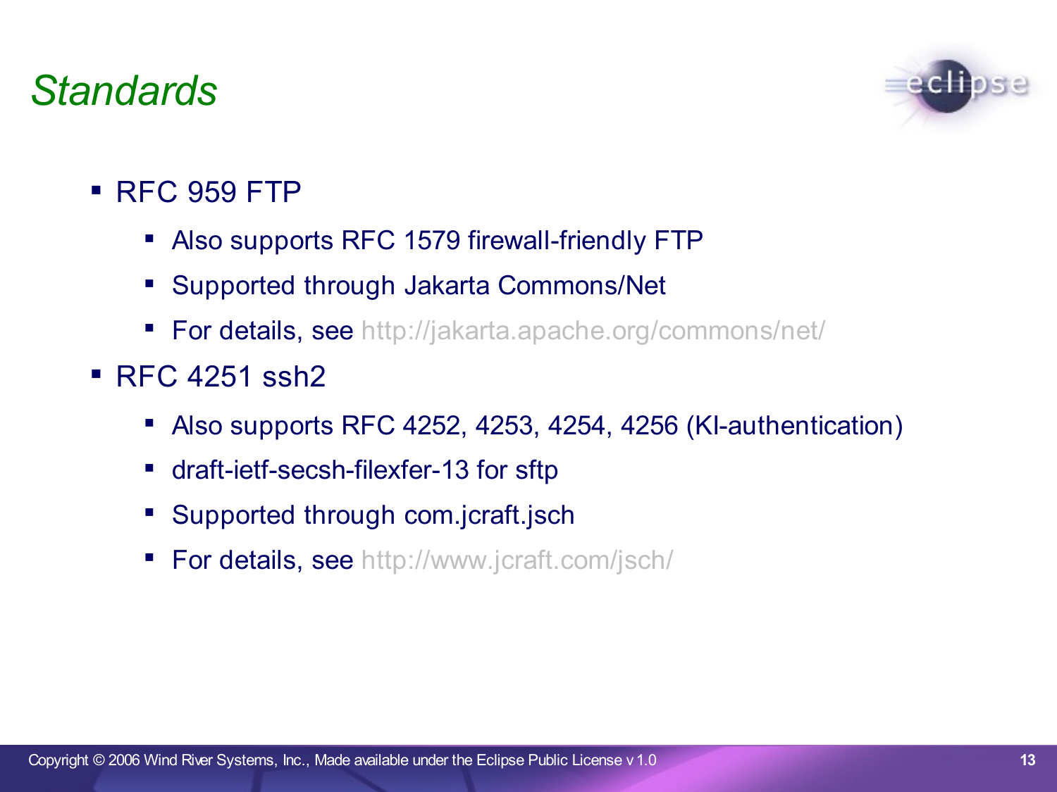# Standards

- RFC 959 FTP
  - Also supports RFC 1579 firewall-friendly FTP
  - Supported through Jakarta Commons/Net
  - For details, see http://jakarta.apache.org/commons/net/
- RFC 4251 ssh2
  - Also supports RFC 4252, 4253, 4254, 4256 (KI-authentication)
  - draft-ietf-secsh-filexfer-13 for sftp
  - Supported through com.jcraft.jsch
  - For details, see http://www.jcraft.com/jsch/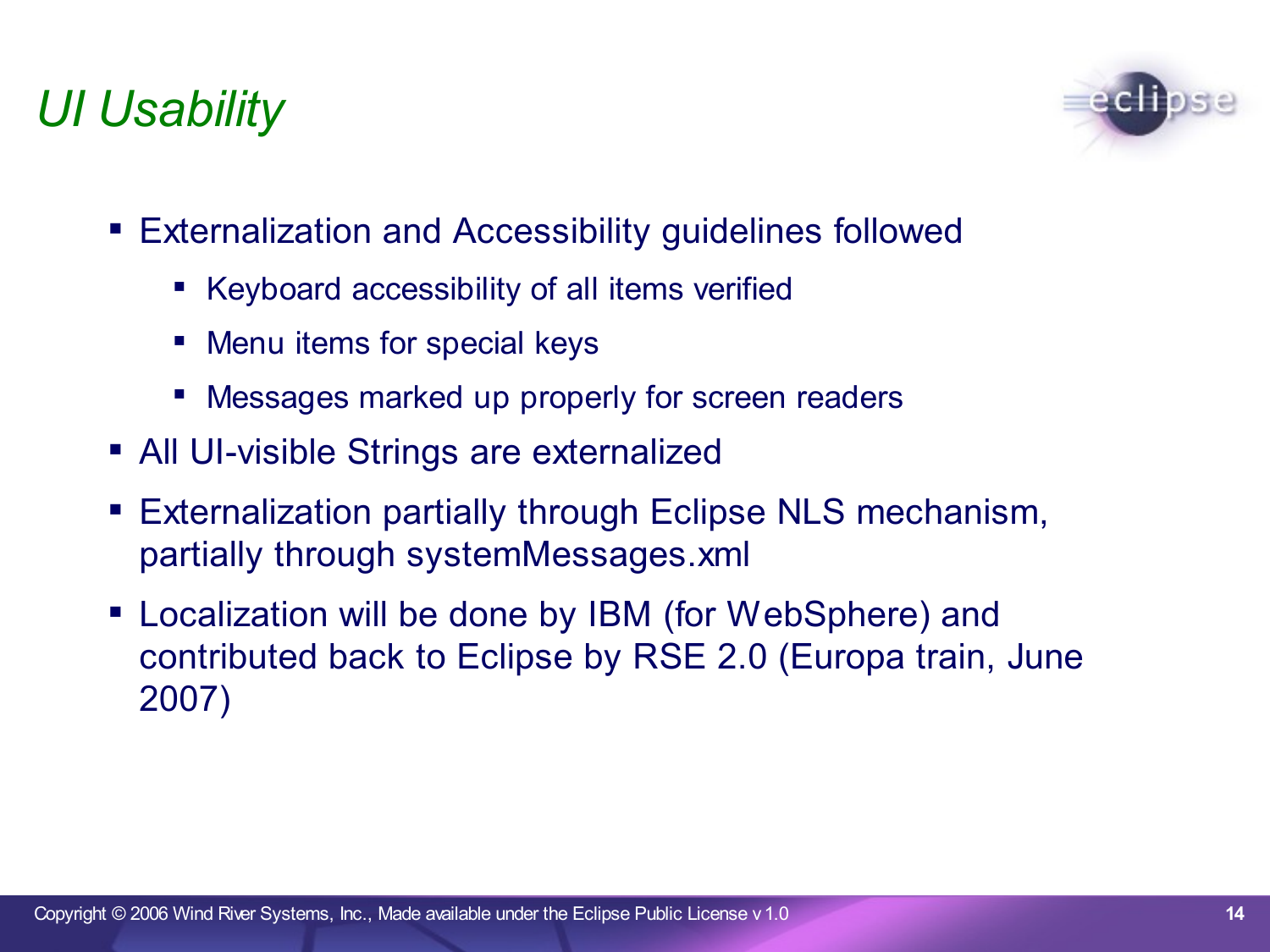# UI Usability

- Externalization and Accessibility guidelines followed
  - Keyboard accessibility of all items verified
  - Menu items for special keys
  - Messages marked up properly for screen readers
- All UI-visible Strings are externalized
- Externalization partially through Eclipse NLS mechanism, partially through systemMessages.xml
- Localization will be done by IBM (for WebSphere) and contributed back to Eclipse by RSE 2.0 (Europa train, June 2007)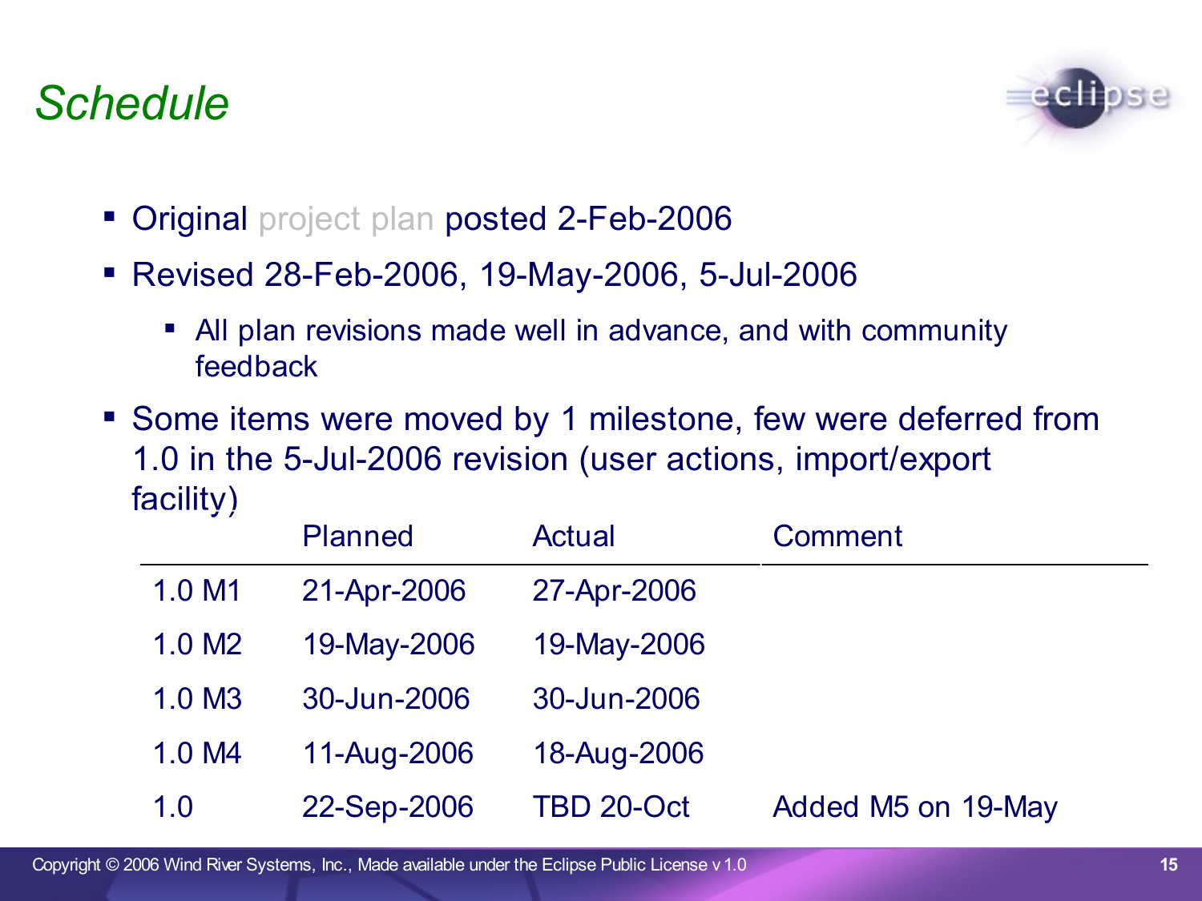# Schedule

- Original project plan posted 2-Feb-2006
- Revised 28-Feb-2006, 19-May-2006, 5-Jul-2006
  - All plan revisions made well in advance, and with community feedback
- Some items were moved by 1 milestone, few were deferred from 1.0 in the 5-Jul-2006 revision (user actions, import/export facility)

| | Planned | Actual | Comment |
|---|---|---|---|
| 1.0 M1 | 21-Apr-2006 | 27-Apr-2006 | |
| 1.0 M2 | 19-May-2006 | 19-May-2006 | |
| 1.0 M3 | 30-Jun-2006 | 30-Jun-2006 | |
| 1.0 M4 | 11-Aug-2006 | 18-Aug-2006 | |
| 1.0 | 22-Sep-2006 | TBD 20-Oct | Added M5 on 19-May |

Copyright © 2006 Wind River Systems, Inc., Made available under the Eclipse Public License v 1.0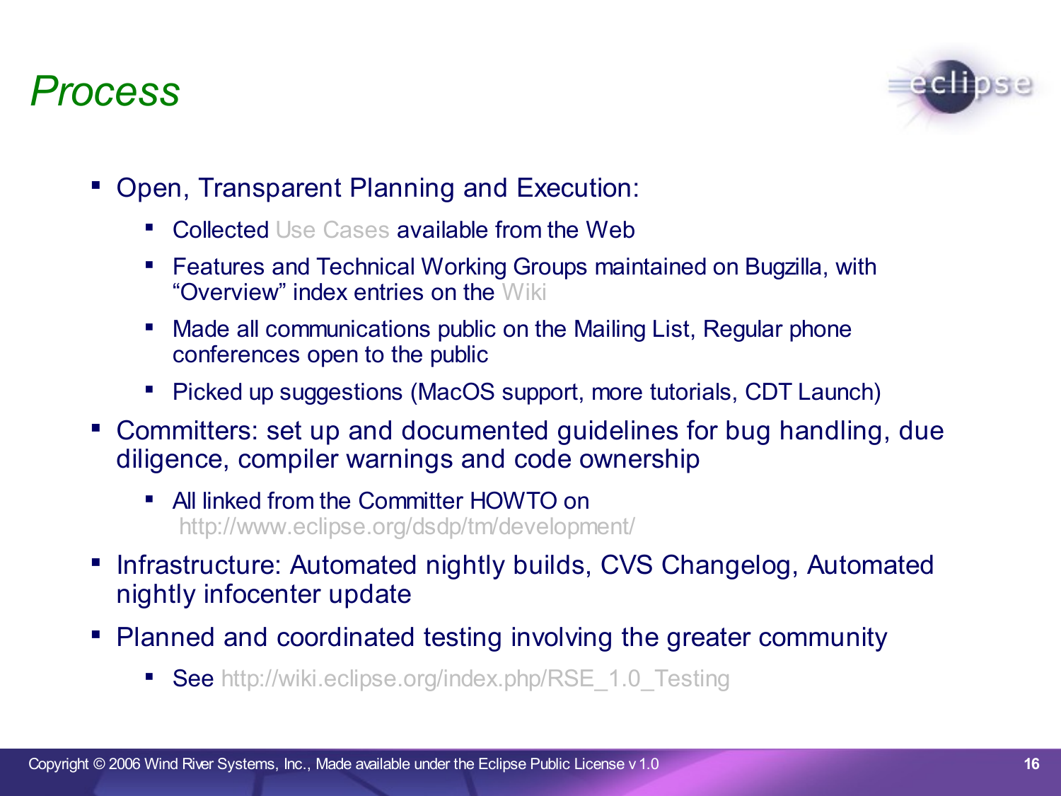# Process

- Open, Transparent Planning and Execution:
  - Collected Use Cases available from the Web
  - Features and Technical Working Groups maintained on Bugzilla, with "Overview" index entries on the Wiki
  - Made all communications public on the Mailing List, Regular phone conferences open to the public
  - Picked up suggestions (MacOS support, more tutorials, CDT Launch)
- Committers: set up and documented guidelines for bug handling, due diligence, compiler warnings and code ownership
  - All linked from the Committer HOWTO on http://www.eclipse.org/dsdp/tm/development/
- Infrastructure: Automated nightly builds, CVS Changelog, Automated nightly infocenter update
- Planned and coordinated testing involving the greater community
  - See http://wiki.eclipse.org/index.php/RSE_1.0_Testing

Copyright © 2006 Wind River Systems, Inc., Made available under the Eclipse Public License v 1.0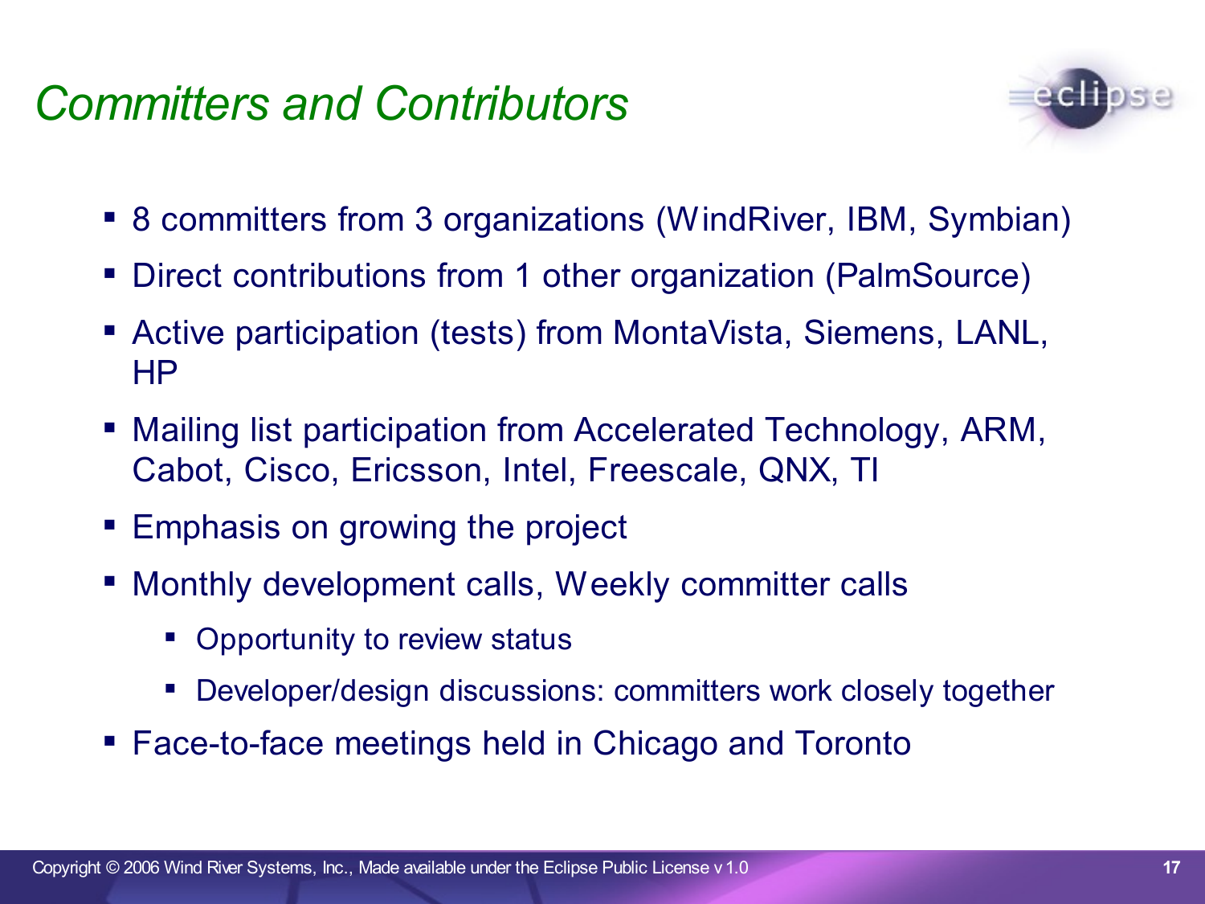# *Committers and Contributors*

- 8 committers from 3 organizations (WindRiver, IBM, Symbian)
- Direct contributions from 1 other organization (PalmSource)
- Active participation (tests) from MontaVista, Siemens, LANL, HP
- Mailing list participation from Accelerated Technology, ARM, Cabot, Cisco, Ericsson, Intel, Freescale, QNX, TI
- Emphasis on growing the project
- Monthly development calls, Weekly committer calls
  - Opportunity to review status
  - Developer/design discussions: committers work closely together
- Face-to-face meetings held in Chicago and Toronto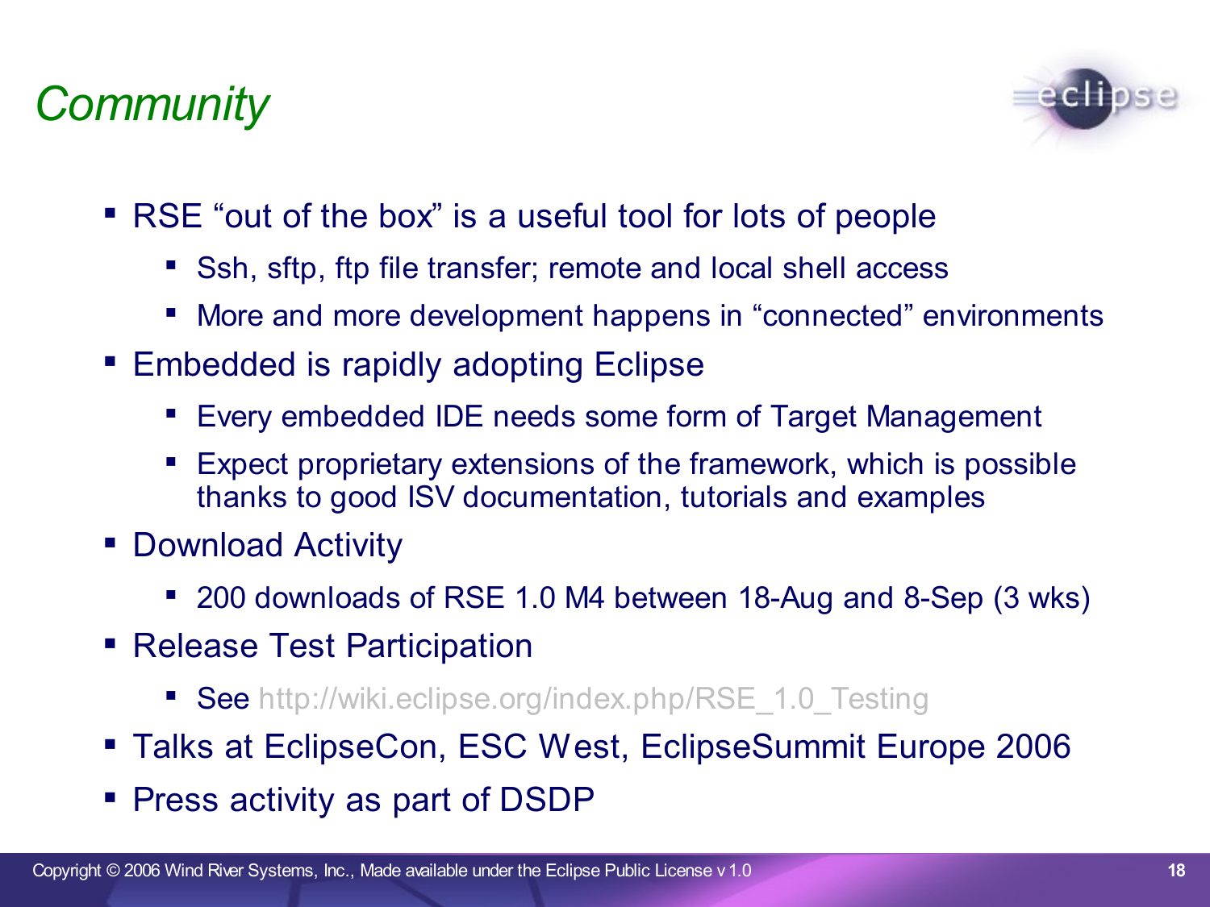# Community

- RSE "out of the box" is a useful tool for lots of people
  - Ssh, sftp, ftp file transfer; remote and local shell access
  - More and more development happens in "connected" environments
- Embedded is rapidly adopting Eclipse
  - Every embedded IDE needs some form of Target Management
  - Expect proprietary extensions of the framework, which is possible thanks to good ISV documentation, tutorials and examples
- Download Activity
  - 200 downloads of RSE 1.0 M4 between 18-Aug and 8-Sep (3 wks)
- Release Test Participation
  - See http://wiki.eclipse.org/index.php/RSE_1.0_Testing
- Talks at EclipseCon, ESC West, EclipseSummit Europe 2006
- Press activity as part of DSDP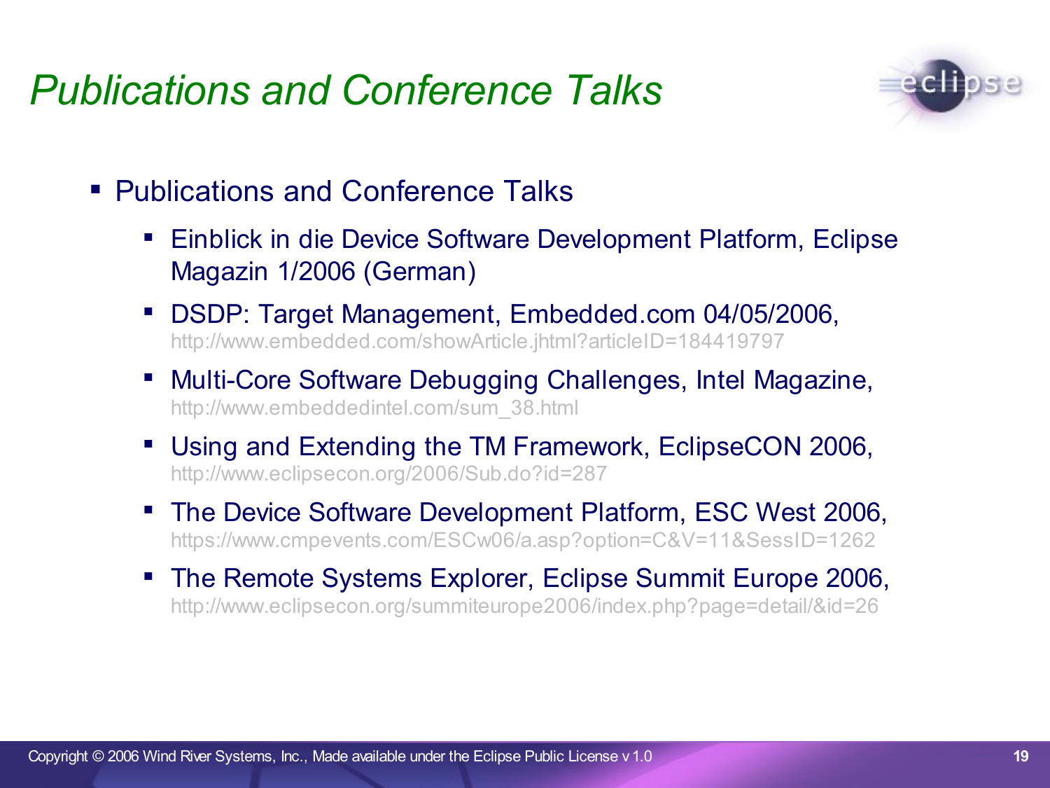# Publications and Conference Talks

- Publications and Conference Talks
  - Einblick in die Device Software Development Platform, Eclipse Magazin 1/2006 (German)
  - DSDP: Target Management, Embedded.com 04/05/2006, http://www.embedded.com/showArticle.jhtml?articleID=184419797
  - Multi-Core Software Debugging Challenges, Intel Magazine, http://www.embeddedintel.com/sum_38.html
  - Using and Extending the TM Framework, EclipseCON 2006, http://www.eclipsecon.org/2006/Sub.do?id=287
  - The Device Software Development Platform, ESC West 2006, https://www.cmpevents.com/ESCw06/a.asp?option=C&V=11&SessID=1262
  - The Remote Systems Explorer, Eclipse Summit Europe 2006, http://www.eclipsecon.org/summiteurope2006/index.php?page=detail/&id=26

Copyright © 2006 Wind River Systems, Inc., Made available under the Eclipse Public License v 1.0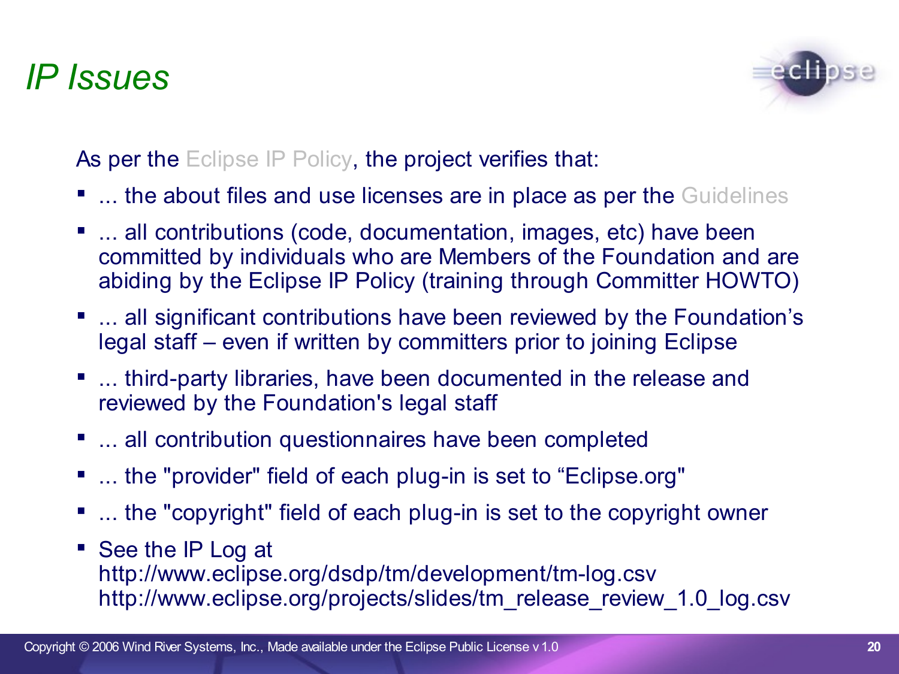# *IP Issues*

As per the Eclipse IP Policy, the project verifies that:

- ... the about files and use licenses are in place as per the Guidelines
- ... all contributions (code, documentation, images, etc) have been committed by individuals who are Members of the Foundation and are abiding by the Eclipse IP Policy (training through Committer HOWTO)
- ... all significant contributions have been reviewed by the Foundation's legal staff – even if written by committers prior to joining Eclipse
- ... third-party libraries, have been documented in the release and reviewed by the Foundation's legal staff
- ... all contribution questionnaires have been completed
- ... the "provider" field of each plug-in is set to "Eclipse.org"
- ... the "copyright" field of each plug-in is set to the copyright owner
- See the IP Log at
  http://www.eclipse.org/dsdp/tm/development/tm-log.csv
  http://www.eclipse.org/projects/slides/tm_release_review_1.0_log.csv

Copyright © 2006 Wind River Systems, Inc., Made available under the Eclipse Public License v 1.0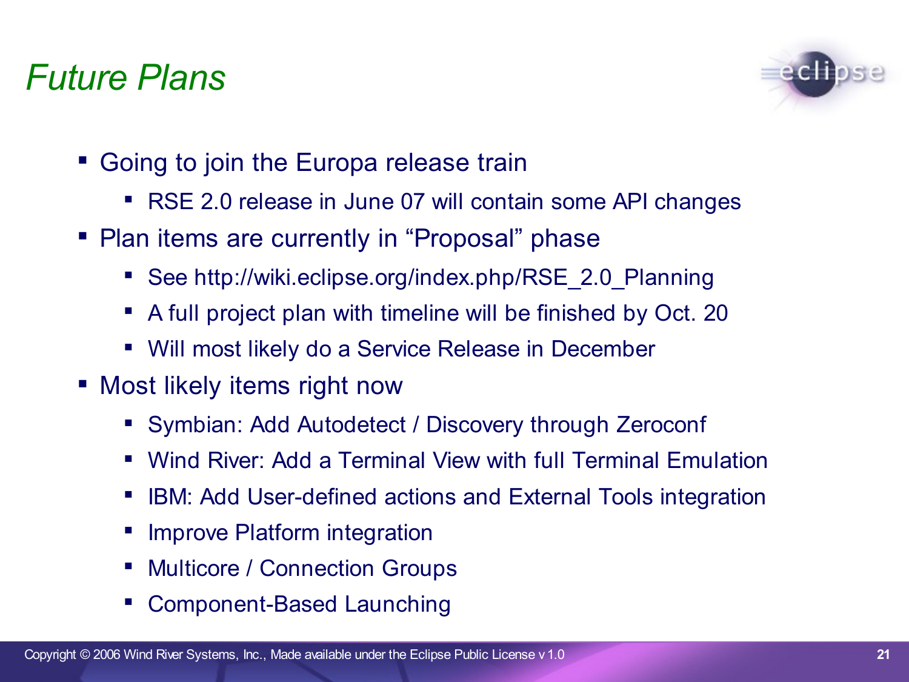# *Future Plans*

- Going to join the Europa release train
  - RSE 2.0 release in June 07 will contain some API changes
- Plan items are currently in “Proposal” phase
  - See http://wiki.eclipse.org/index.php/RSE_2.0_Planning
  - A full project plan with timeline will be finished by Oct. 20
  - Will most likely do a Service Release in December
- Most likely items right now
  - Symbian: Add Autodetect / Discovery through Zeroconf
  - Wind River: Add a Terminal View with full Terminal Emulation
  - IBM: Add User-defined actions and External Tools integration
  - Improve Platform integration
  - Multicore / Connection Groups
  - Component-Based Launching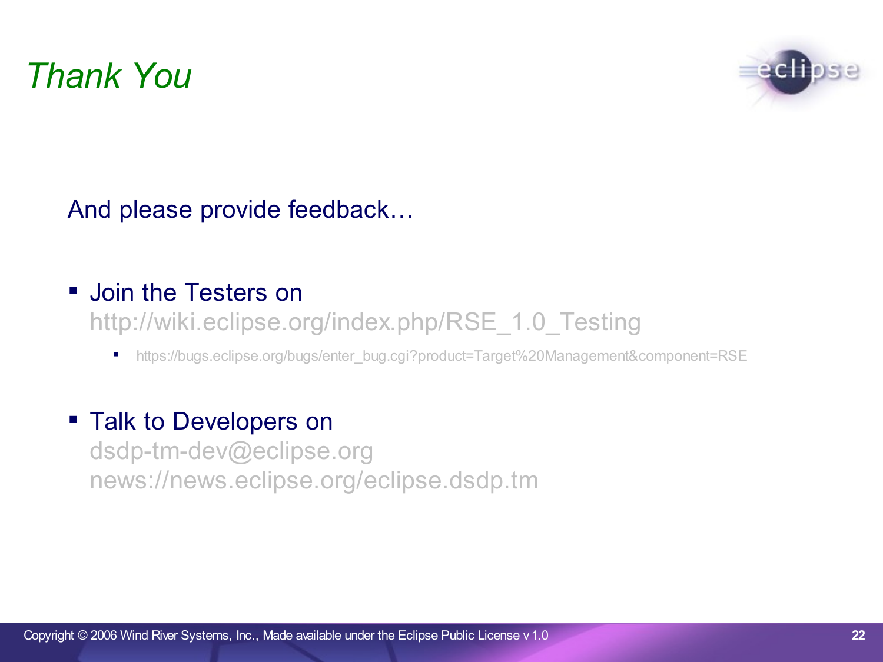# *Thank You*

And please provide feedback…

- Join the Testers on
  http://wiki.eclipse.org/index.php/RSE_1.0_Testing
  - https://bugs.eclipse.org/bugs/enter_bug.cgi?product=Target%20Management&component=RSE
- Talk to Developers on
  dsdp-tm-dev@eclipse.org
  news://news.eclipse.org/eclipse.dsdp.tm

Copyright © 2006 Wind River Systems, Inc., Made available under the Eclipse Public License v 1.0